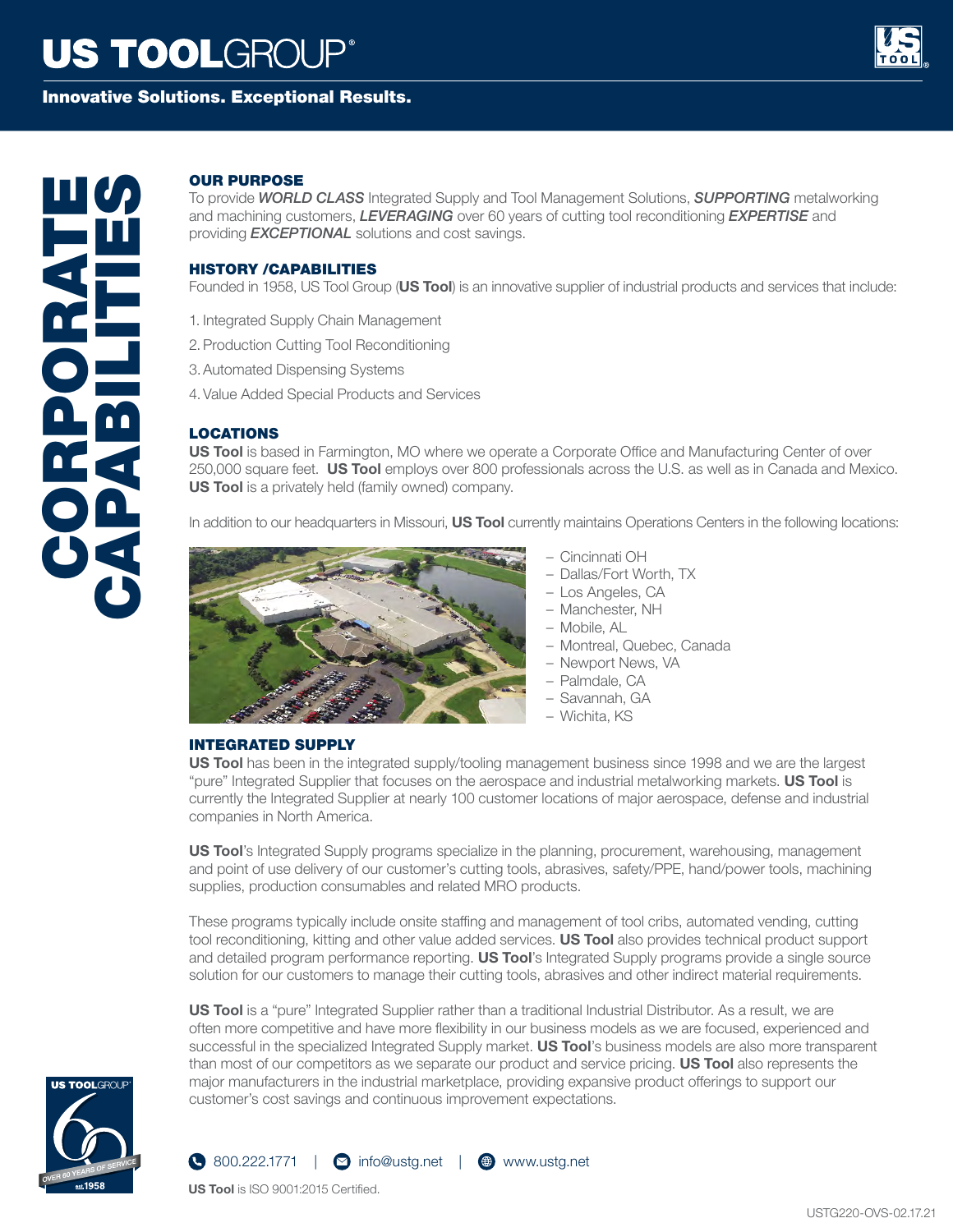# US TOOLGROUP®

**Innovative Solutions. Exceptional Results.**

# CORPORATE CAPABILITIES

## OUR PURPOSE

To provide ***WORLD CLASS*** Integrated Supply and Tool Management Solutions, ***SUPPORTING*** metalworking and machining customers, ***LEVERAGING*** over 60 years of cutting tool reconditioning ***EXPERTISE*** and providing ***EXCEPTIONAL*** solutions and cost savings.

## HISTORY /CAPABILITIES

Founded in 1958, US Tool Group (**US Tool**) is an innovative supplier of industrial products and services that include:

1. Integrated Supply Chain Management
2. Production Cutting Tool Reconditioning
3. Automated Dispensing Systems
4. Value Added Special Products and Services

## LOCATIONS

**US Tool** is based in Farmington, MO where we operate a Corporate Office and Manufacturing Center of over 250,000 square feet. **US Tool** employs over 800 professionals across the U.S. as well as in Canada and Mexico. **US Tool** is a privately held (family owned) company.

In addition to our headquarters in Missouri, **US Tool** currently maintains Operations Centers in the following locations:

- Cincinnati OH
- Dallas/Fort Worth, TX
- Los Angeles, CA
- Manchester, NH
- Mobile, AL
- Montreal, Quebec, Canada
- Newport News, VA
- Palmdale, CA
- Savannah, GA
- Wichita, KS

## INTEGRATED SUPPLY

**US Tool** has been in the integrated supply/tooling management business since 1998 and we are the largest "pure" Integrated Supplier that focuses on the aerospace and industrial metalworking markets. **US Tool** is currently the Integrated Supplier at nearly 100 customer locations of major aerospace, defense and industrial companies in North America.

**US Tool**'s Integrated Supply programs specialize in the planning, procurement, warehousing, management and point of use delivery of our customer's cutting tools, abrasives, safety/PPE, hand/power tools, machining supplies, production consumables and related MRO products.

These programs typically include onsite staffing and management of tool cribs, automated vending, cutting tool reconditioning, kitting and other value added services. **US Tool** also provides technical product support and detailed program performance reporting. **US Tool**'s Integrated Supply programs provide a single source solution for our customers to manage their cutting tools, abrasives and other indirect material requirements.

**US Tool** is a "pure" Integrated Supplier rather than a traditional Industrial Distributor. As a result, we are often more competitive and have more flexibility in our business models as we are focused, experienced and successful in the specialized Integrated Supply market. **US Tool**'s business models are also more transparent than most of our competitors as we separate our product and service pricing. **US Tool** also represents the major manufacturers in the industrial marketplace, providing expansive product offerings to support our customer's cost savings and continuous improvement expectations.

US TOOLGROUP — OVER 60 YEARS OF SERVICE — EST. 1958

800.222.1771 | info@ustg.net | www.ustg.net

**US Tool** is ISO 9001:2015 Certified.

USTG220-OVS-02.17.21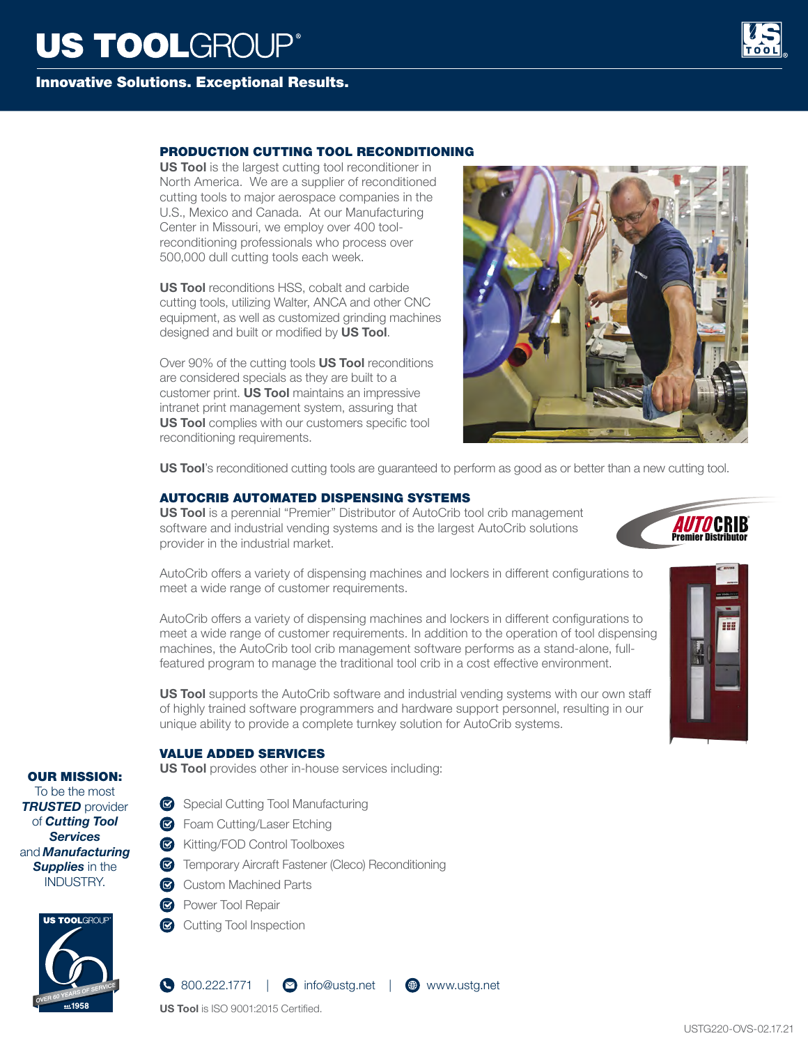# US TOOLGROUP®

**Innovative Solutions. Exceptional Results.**

## PRODUCTION CUTTING TOOL RECONDITIONING

**US Tool** is the largest cutting tool reconditioner in North America. We are a supplier of reconditioned cutting tools to major aerospace companies in the U.S., Mexico and Canada. At our Manufacturing Center in Missouri, we employ over 400 tool-reconditioning professionals who process over 500,000 dull cutting tools each week.

**US Tool** reconditions HSS, cobalt and carbide cutting tools, utilizing Walter, ANCA and other CNC equipment, as well as customized grinding machines designed and built or modified by **US Tool**.

Over 90% of the cutting tools **US Tool** reconditions are considered specials as they are built to a customer print. **US Tool** maintains an impressive intranet print management system, assuring that **US Tool** complies with our customers specific tool reconditioning requirements.

**US Tool**'s reconditioned cutting tools are guaranteed to perform as good as or better than a new cutting tool.

## AUTOCRIB AUTOMATED DISPENSING SYSTEMS

**US Tool** is a perennial "Premier" Distributor of AutoCrib tool crib management software and industrial vending systems and is the largest AutoCrib solutions provider in the industrial market.

AUTOCRIB® Premier Distributor

AutoCrib offers a variety of dispensing machines and lockers in different configurations to meet a wide range of customer requirements.

AutoCrib offers a variety of dispensing machines and lockers in different configurations to meet a wide range of customer requirements. In addition to the operation of tool dispensing machines, the AutoCrib tool crib management software performs as a stand-alone, full-featured program to manage the traditional tool crib in a cost effective environment.

**US Tool** supports the AutoCrib software and industrial vending systems with our own staff of highly trained software programmers and hardware support personnel, resulting in our unique ability to provide a complete turnkey solution for AutoCrib systems.

## VALUE ADDED SERVICES

**US Tool** provides other in-house services including:

- Special Cutting Tool Manufacturing
- Foam Cutting/Laser Etching
- Kitting/FOD Control Toolboxes
- Temporary Aircraft Fastener (Cleco) Reconditioning
- Custom Machined Parts
- Power Tool Repair
- Cutting Tool Inspection

**OUR MISSION:**
To be the most ***TRUSTED*** provider of ***Cutting Tool Services*** and ***Manufacturing Supplies*** in the INDUSTRY.

US TOOLGROUP — OVER 60 YEARS OF SERVICE — EST. 1958

800.222.1771 | info@ustg.net | www.ustg.net

**US Tool** is ISO 9001:2015 Certified.

USTG220-OVS-02.17.21